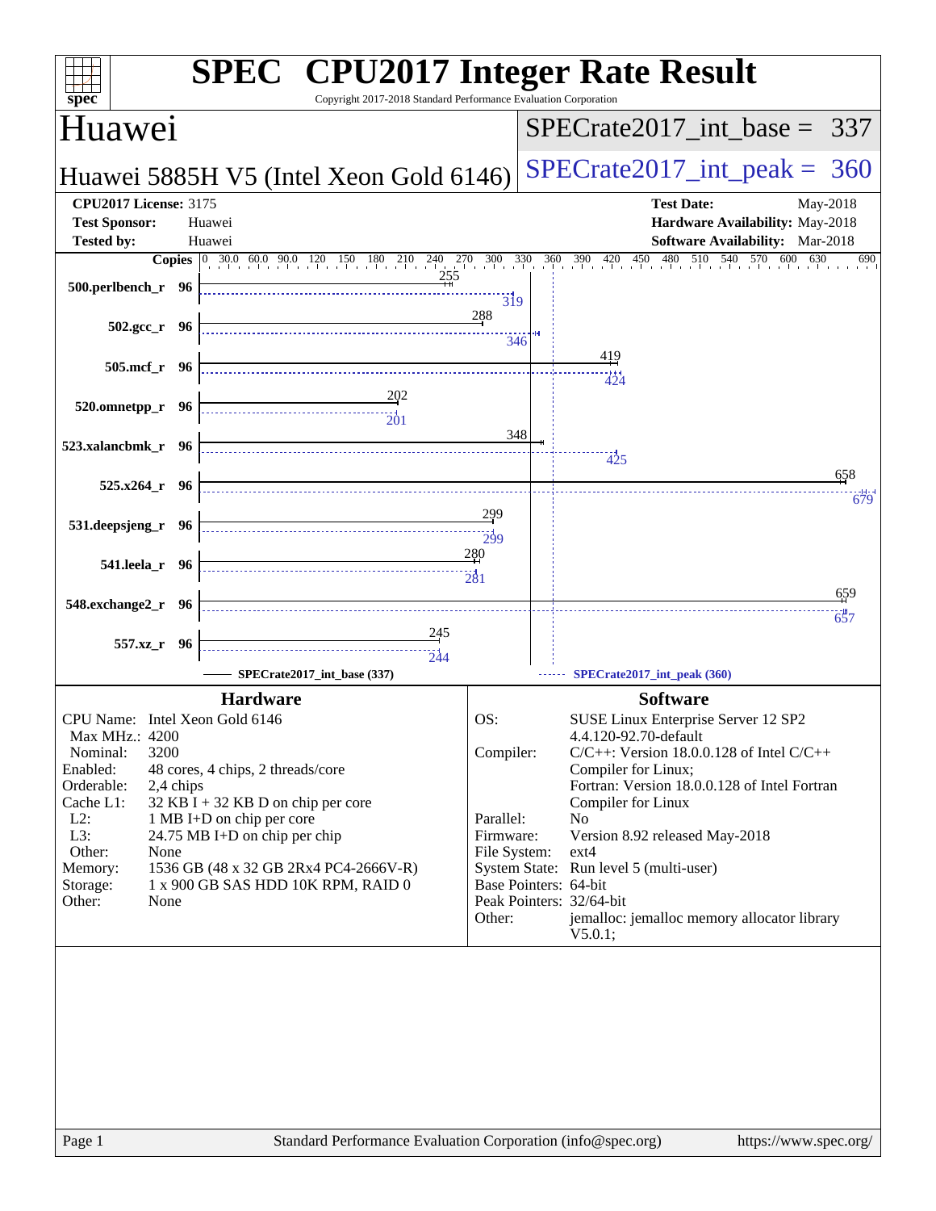# SPEC CPU2017 Integer Rate Result

Copyright 2017-2018 Standard Performance Evaluation Corporation

## Huawei

## Huawei 5885H V5 (Intel Xeon Gold 6146)

**SPECrate2017_int_base = 337**

**SPECrate2017_int_peak = 360**

**CPU2017 License:** 3175
**Test Sponsor:** Huawei
**Tested by:** Huawei

**Test Date:** May-2018
**Hardware Availability:** May-2018
**Software Availability:** Mar-2018

| Benchmark | Copies | Base | Peak |
|---|---|---|---|
| 500.perlbench_r | 96 | 255 | 319 |
| 502.gcc_r | 96 | 288 | 346 |
| 505.mcf_r | 96 | 419 | 424 |
| 520.omnetpp_r | 96 | 202 | 201 |
| 523.xalancbmk_r | 96 | 348 | 425 |
| 525.x264_r | 96 | 658 | 679 |
| 531.deepsjeng_r | 96 | 299 | 299 |
| 541.leela_r | 96 | 280 | 281 |
| 548.exchange2_r | 96 | 659 | 657 |
| 557.xz_r | 96 | 245 | 244 |

SPECrate2017_int_base (337) — SPECrate2017_int_peak (360)

### Hardware

- **CPU Name:** Intel Xeon Gold 6146
- **Max MHz.:** 4200
- **Nominal:** 3200
- **Enabled:** 48 cores, 4 chips, 2 threads/core
- **Orderable:** 2,4 chips
- **Cache L1:** 32 KB I + 32 KB D on chip per core
- **L2:** 1 MB I+D on chip per core
- **L3:** 24.75 MB I+D on chip per chip
- **Other:** None
- **Memory:** 1536 GB (48 x 32 GB 2Rx4 PC4-2666V-R)
- **Storage:** 1 x 900 GB SAS HDD 10K RPM, RAID 0
- **Other:** None

### Software

- **OS:** SUSE Linux Enterprise Server 12 SP2 4.4.120-92.70-default
- **Compiler:** C/C++: Version 18.0.0.128 of Intel C/C++ Compiler for Linux; Fortran: Version 18.0.0.128 of Intel Fortran Compiler for Linux
- **Parallel:** No
- **Firmware:** Version 8.92 released May-2018
- **File System:** ext4
- **System State:** Run level 5 (multi-user)
- **Base Pointers:** 64-bit
- **Peak Pointers:** 32/64-bit
- **Other:** jemalloc: jemalloc memory allocator library V5.0.1;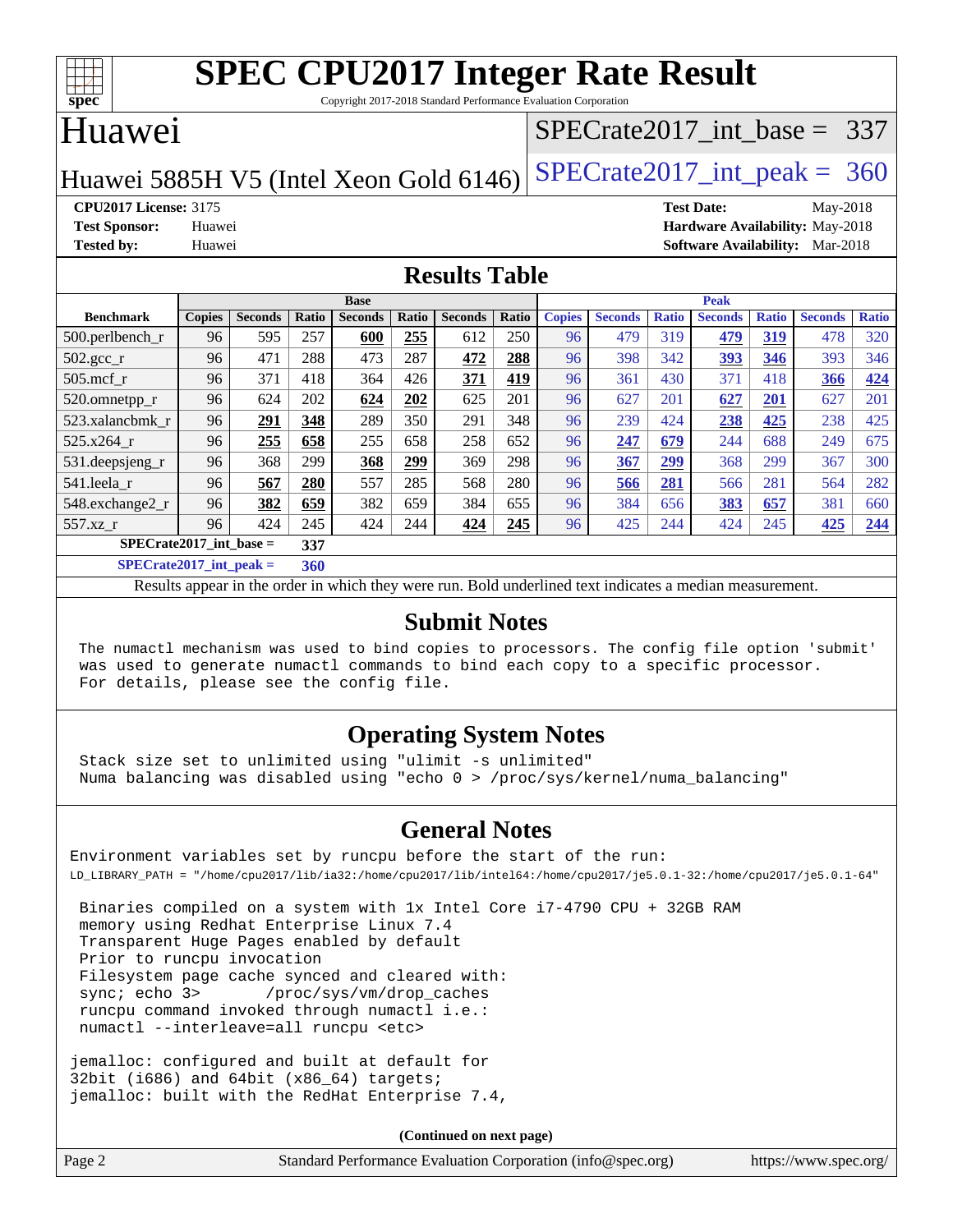# SPEC CPU2017 Integer Rate Result

Copyright 2017-2018 Standard Performance Evaluation Corporation

## Huawei

Huawei 5885H V5 (Intel Xeon Gold 6146)

SPECrate2017_int_base = 337

SPECrate2017_int_peak = 360

**CPU2017 License:** 3175
**Test Sponsor:** Huawei
**Tested by:** Huawei

**Test Date:** May-2018
**Hardware Availability:** May-2018
**Software Availability:** Mar-2018

## Results Table

| Benchmark | Base | | | | | | | Peak | | | | | | |
|---|---|---|---|---|---|---|---|---|---|---|---|---|---|---|
| | Copies | Seconds | Ratio | Seconds | Ratio | Seconds | Ratio | Copies | Seconds | Ratio | Seconds | Ratio | Seconds | Ratio |
| 500.perlbench_r | 96 | 595 | 257 | **600** | **255** | 612 | 250 | 96 | 479 | 319 | **479** | **319** | 478 | 320 |
| 502.gcc_r | 96 | 471 | 288 | 473 | 287 | **472** | **288** | 96 | 398 | 342 | **393** | **346** | 393 | 346 |
| 505.mcf_r | 96 | 371 | 418 | 364 | 426 | **371** | **419** | 96 | 361 | 430 | 371 | 418 | **366** | **424** |
| 520.omnetpp_r | 96 | 624 | 202 | **624** | **202** | 625 | 201 | 96 | 627 | 201 | **627** | **201** | 627 | 201 |
| 523.xalancbmk_r | 96 | **291** | **348** | 289 | 350 | 291 | 348 | 96 | 239 | 424 | **238** | **425** | 238 | 425 |
| 525.x264_r | 96 | **255** | **658** | 255 | 658 | 258 | 652 | 96 | **247** | **679** | 244 | 688 | 249 | 675 |
| 531.deepsjeng_r | 96 | 368 | 299 | **368** | **299** | 369 | 298 | 96 | **367** | **299** | 368 | 299 | 367 | 300 |
| 541.leela_r | 96 | **567** | **280** | 557 | 285 | 568 | 280 | 96 | **566** | **281** | 566 | 281 | 564 | 282 |
| 548.exchange2_r | 96 | **382** | **659** | 382 | 659 | 384 | 655 | 96 | 384 | 656 | **383** | **657** | 381 | 660 |
| 557.xz_r | 96 | 424 | 245 | 424 | 244 | **424** | **245** | 96 | 425 | 244 | 424 | 245 | **425** | **244** |

**SPECrate2017_int_base = 337**

**SPECrate2017_int_peak = 360**

Results appear in the order in which they were run. Bold underlined text indicates a median measurement.

## Submit Notes

```
The numactl mechanism was used to bind copies to processors. The config file option 'submit'
was used to generate numactl commands to bind each copy to a specific processor.
For details, please see the config file.
```

## Operating System Notes

```
Stack size set to unlimited using "ulimit -s unlimited"
Numa balancing was disabled using "echo 0 > /proc/sys/kernel/numa_balancing"
```

## General Notes

```
Environment variables set by runcpu before the start of the run:
LD_LIBRARY_PATH = "/home/cpu2017/lib/ia32:/home/cpu2017/lib/intel64:/home/cpu2017/je5.0.1-32:/home/cpu2017/je5.0.1-64"

 Binaries compiled on a system with 1x Intel Core i7-4790 CPU + 32GB RAM
 memory using Redhat Enterprise Linux 7.4
 Transparent Huge Pages enabled by default
 Prior to runcpu invocation
 Filesystem page cache synced and cleared with:
 sync; echo 3>       /proc/sys/vm/drop_caches
 runcpu command invoked through numactl i.e.:
 numactl --interleave=all runcpu <etc>

jemalloc: configured and built at default for
32bit (i686) and 64bit (x86_64) targets;
jemalloc: built with the RedHat Enterprise 7.4,
```

**(Continued on next page)**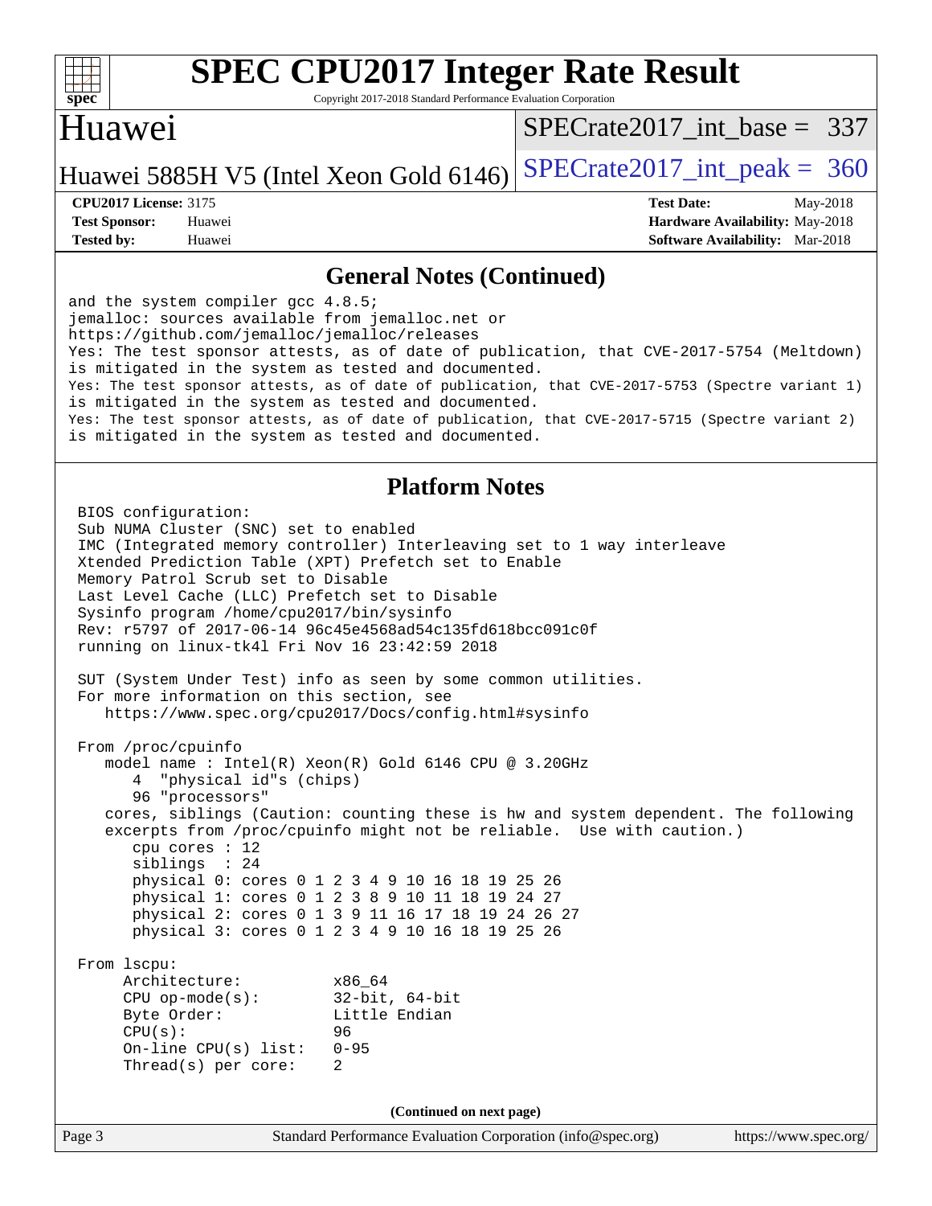# SPEC CPU2017 Integer Rate Result

Copyright 2017-2018 Standard Performance Evaluation Corporation

## Huawei

Huawei 5885H V5 (Intel Xeon Gold 6146)

SPECrate2017_int_base = 337

SPECrate2017_int_peak = 360

**CPU2017 License:** 3175
**Test Sponsor:** Huawei
**Tested by:** Huawei

**Test Date:** May-2018
**Hardware Availability:** May-2018
**Software Availability:** Mar-2018

### General Notes (Continued)

```
and the system compiler gcc 4.8.5;
jemalloc: sources available from jemalloc.net or
https://github.com/jemalloc/jemalloc/releases
Yes: The test sponsor attests, as of date of publication, that CVE-2017-5754 (Meltdown)
is mitigated in the system as tested and documented.
Yes: The test sponsor attests, as of date of publication, that CVE-2017-5753 (Spectre variant 1)
is mitigated in the system as tested and documented.
Yes: The test sponsor attests, as of date of publication, that CVE-2017-5715 (Spectre variant 2)
is mitigated in the system as tested and documented.
```

### Platform Notes

```
BIOS configuration:
Sub NUMA Cluster (SNC) set to enabled
IMC (Integrated memory controller) Interleaving set to 1 way interleave
Xtended Prediction Table (XPT) Prefetch set to Enable
Memory Patrol Scrub set to Disable
Last Level Cache (LLC) Prefetch set to Disable
Sysinfo program /home/cpu2017/bin/sysinfo
Rev: r5797 of 2017-06-14 96c45e4568ad54c135fd618bcc091c0f
running on linux-tk4l Fri Nov 16 23:42:59 2018

SUT (System Under Test) info as seen by some common utilities.
For more information on this section, see
   https://www.spec.org/cpu2017/Docs/config.html#sysinfo

From /proc/cpuinfo
   model name : Intel(R) Xeon(R) Gold 6146 CPU @ 3.20GHz
      4  "physical id"s (chips)
      96 "processors"
   cores, siblings (Caution: counting these is hw and system dependent. The following
   excerpts from /proc/cpuinfo might not be reliable.  Use with caution.)
      cpu cores : 12
      siblings  : 24
      physical 0: cores 0 1 2 3 4 9 10 16 18 19 25 26
      physical 1: cores 0 1 2 3 8 9 10 11 18 19 24 27
      physical 2: cores 0 1 3 9 11 16 17 18 19 24 26 27
      physical 3: cores 0 1 2 3 4 9 10 16 18 19 25 26

From lscpu:
     Architecture:          x86_64
     CPU op-mode(s):        32-bit, 64-bit
     Byte Order:            Little Endian
     CPU(s):                96
     On-line CPU(s) list:   0-95
     Thread(s) per core:    2
```

(Continued on next page)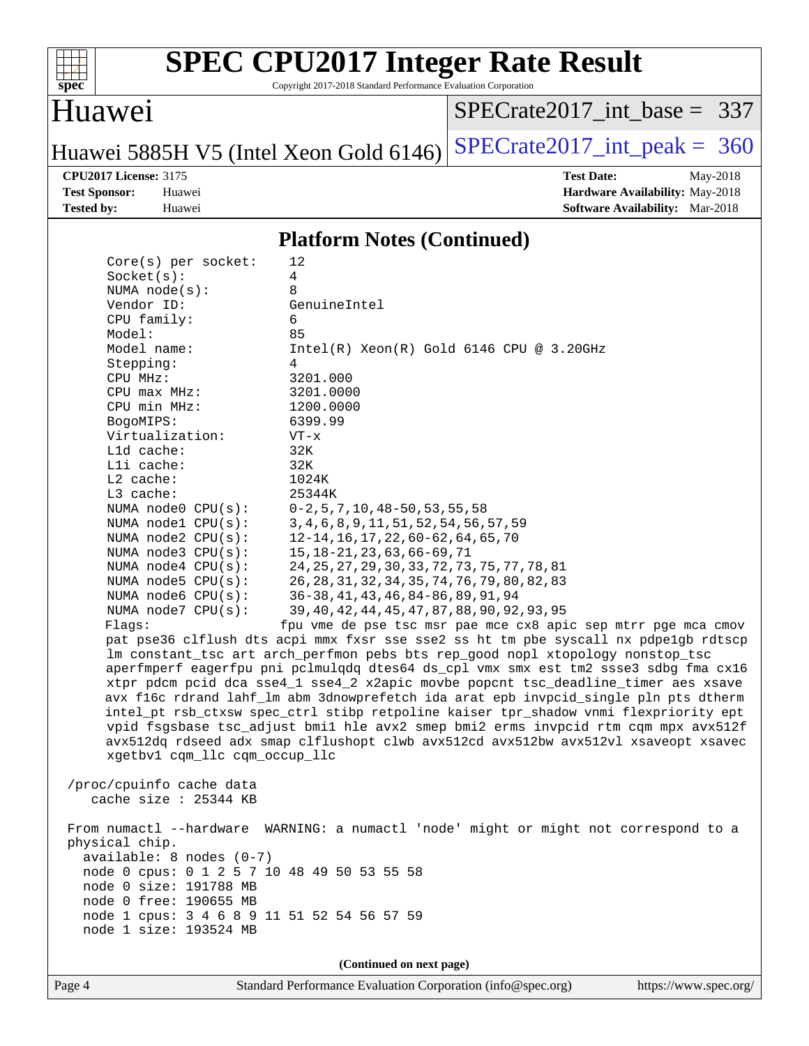## Platform Notes (Continued)

```
Core(s) per socket:    12
Socket(s):             4
NUMA node(s):          8
Vendor ID:             GenuineIntel
CPU family:            6
Model:                 85
Model name:            Intel(R) Xeon(R) Gold 6146 CPU @ 3.20GHz
Stepping:              4
CPU MHz:               3201.000
CPU max MHz:           3201.0000
CPU min MHz:           1200.0000
BogoMIPS:              6399.99
Virtualization:        VT-x
L1d cache:             32K
L1i cache:             32K
L2 cache:              1024K
L3 cache:              25344K
NUMA node0 CPU(s):     0-2,5,7,10,48-50,53,55,58
NUMA node1 CPU(s):     3,4,6,8,9,11,51,52,54,56,57,59
NUMA node2 CPU(s):     12-14,16,17,22,60-62,64,65,70
NUMA node3 CPU(s):     15,18-21,23,63,66-69,71
NUMA node4 CPU(s):     24,25,27,29,30,33,72,73,75,77,78,81
NUMA node5 CPU(s):     26,28,31,32,34,35,74,76,79,80,82,83
NUMA node6 CPU(s):     36-38,41,43,46,84-86,89,91,94
NUMA node7 CPU(s):     39,40,42,44,45,47,87,88,90,92,93,95
Flags:                 fpu vme de pse tsc msr pae mce cx8 apic sep mtrr pge mca cmov
pat pse36 clflush dts acpi mmx fxsr sse sse2 ss ht tm pbe syscall nx pdpe1gb rdtscp
lm constant_tsc art arch_perfmon pebs bts rep_good nopl xtopology nonstop_tsc
aperfmperf eagerfpu pni pclmulqdq dtes64 ds_cpl vmx smx est tm2 ssse3 sdbg fma cx16
xtpr pdcm pcid dca sse4_1 sse4_2 x2apic movbe popcnt tsc_deadline_timer aes xsave
avx f16c rdrand lahf_lm abm 3dnowprefetch ida arat epb invpcid_single pln pts dtherm
intel_pt rsb_ctxsw spec_ctrl stibp retpoline kaiser tpr_shadow vnmi flexpriority ept
vpid fsgsbase tsc_adjust bmi1 hle avx2 smep bmi2 erms invpcid rtm cqm mpx avx512f
avx512dq rdseed adx smap clflushopt clwb avx512cd avx512bw avx512vl xsaveopt xsavec
xgetbv1 cqm_llc cqm_occup_llc

/proc/cpuinfo cache data
   cache size : 25344 KB

From numactl --hardware  WARNING: a numactl 'node' might or might not correspond to a
physical chip.
  available: 8 nodes (0-7)
  node 0 cpus: 0 1 2 5 7 10 48 49 50 53 55 58
  node 0 size: 191788 MB
  node 0 free: 190655 MB
  node 1 cpus: 3 4 6 8 9 11 51 52 54 56 57 59
  node 1 size: 193524 MB
```

(Continued on next page)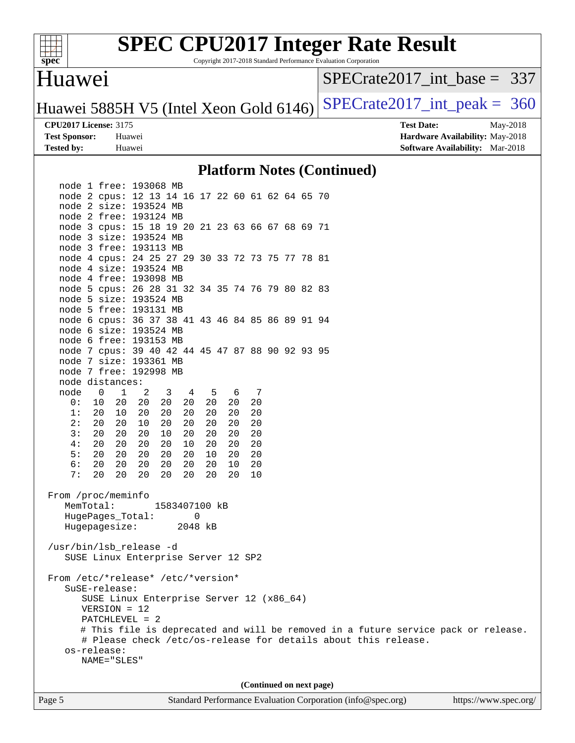## Platform Notes (Continued)

```
   node 1 free: 193068 MB
   node 2 cpus: 12 13 14 16 17 22 60 61 62 64 65 70
   node 2 size: 193524 MB
   node 2 free: 193124 MB
   node 3 cpus: 15 18 19 20 21 23 63 66 67 68 69 71
   node 3 size: 193524 MB
   node 3 free: 193113 MB
   node 4 cpus: 24 25 27 29 30 33 72 73 75 77 78 81
   node 4 size: 193524 MB
   node 4 free: 193098 MB
   node 5 cpus: 26 28 31 32 34 35 74 76 79 80 82 83
   node 5 size: 193524 MB
   node 5 free: 193131 MB
   node 6 cpus: 36 37 38 41 43 46 84 85 86 89 91 94
   node 6 size: 193524 MB
   node 6 free: 193153 MB
   node 7 cpus: 39 40 42 44 45 47 87 88 90 92 93 95
   node 7 size: 193361 MB
   node 7 free: 192998 MB
   node distances:
   node   0   1   2   3   4   5   6   7
     0:  10  20  20  20  20  20  20  20
     1:  20  10  20  20  20  20  20  20
     2:  20  20  10  20  20  20  20  20
     3:  20  20  20  10  20  20  20  20
     4:  20  20  20  20  10  20  20  20
     5:  20  20  20  20  20  10  20  20
     6:  20  20  20  20  20  20  10  20
     7:  20  20  20  20  20  20  20  10

 From /proc/meminfo
    MemTotal:       1583407100 kB
    HugePages_Total:       0
    Hugepagesize:       2048 kB

 /usr/bin/lsb_release -d
    SUSE Linux Enterprise Server 12 SP2

 From /etc/*release* /etc/*version*
    SuSE-release:
       SUSE Linux Enterprise Server 12 (x86_64)
       VERSION = 12
       PATCHLEVEL = 2
       # This file is deprecated and will be removed in a future service pack or release.
       # Please check /etc/os-release for details about this release.
    os-release:
       NAME="SLES"
```

(Continued on next page)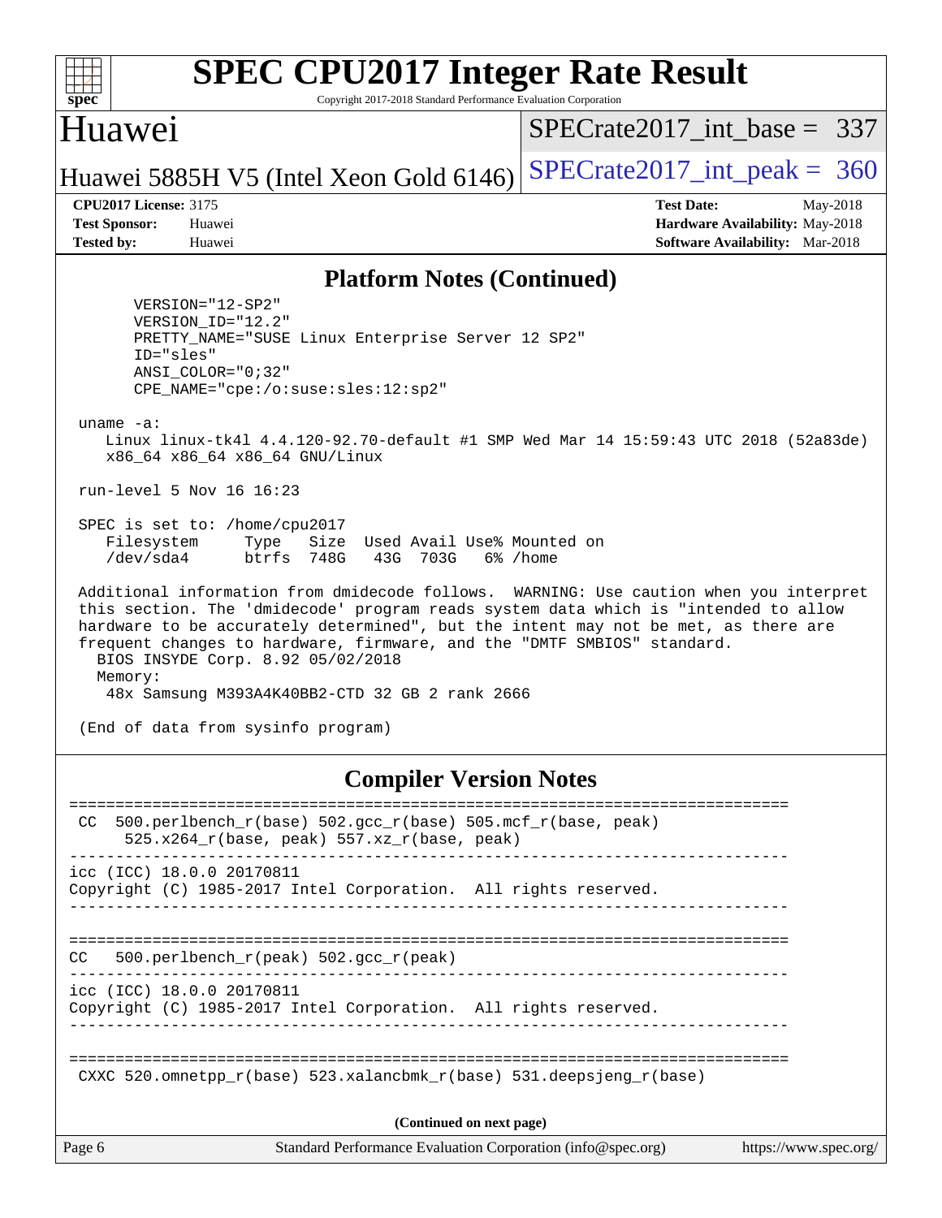## Platform Notes (Continued)

```
       VERSION="12-SP2"
       VERSION_ID="12.2"
       PRETTY_NAME="SUSE Linux Enterprise Server 12 SP2"
       ID="sles"
       ANSI_COLOR="0;32"
       CPE_NAME="cpe:/o:suse:sles:12:sp2"

 uname -a:
    Linux linux-tk4l 4.4.120-92.70-default #1 SMP Wed Mar 14 15:59:43 UTC 2018 (52a83de)
    x86_64 x86_64 x86_64 GNU/Linux

 run-level 5 Nov 16 16:23

 SPEC is set to: /home/cpu2017
    Filesystem     Type   Size  Used Avail Use% Mounted on
    /dev/sda4      btrfs  748G   43G  703G   6% /home

 Additional information from dmidecode follows.  WARNING: Use caution when you interpret
 this section. The 'dmidecode' program reads system data which is "intended to allow
 hardware to be accurately determined", but the intent may not be met, as there are
 frequent changes to hardware, firmware, and the "DMTF SMBIOS" standard.
   BIOS INSYDE Corp. 8.92 05/02/2018
   Memory:
    48x Samsung M393A4K40BB2-CTD 32 GB 2 rank 2666

 (End of data from sysinfo program)
```

## Compiler Version Notes

```
==============================================================================
 CC  500.perlbench_r(base) 502.gcc_r(base) 505.mcf_r(base, peak)
      525.x264_r(base, peak) 557.xz_r(base, peak)
------------------------------------------------------------------------------
icc (ICC) 18.0.0 20170811
Copyright (C) 1985-2017 Intel Corporation.  All rights reserved.
------------------------------------------------------------------------------

==============================================================================
CC   500.perlbench_r(peak) 502.gcc_r(peak)
------------------------------------------------------------------------------
icc (ICC) 18.0.0 20170811
Copyright (C) 1985-2017 Intel Corporation.  All rights reserved.
------------------------------------------------------------------------------

==============================================================================
 CXXC 520.omnetpp_r(base) 523.xalancbmk_r(base) 531.deepsjeng_r(base)
```

(Continued on next page)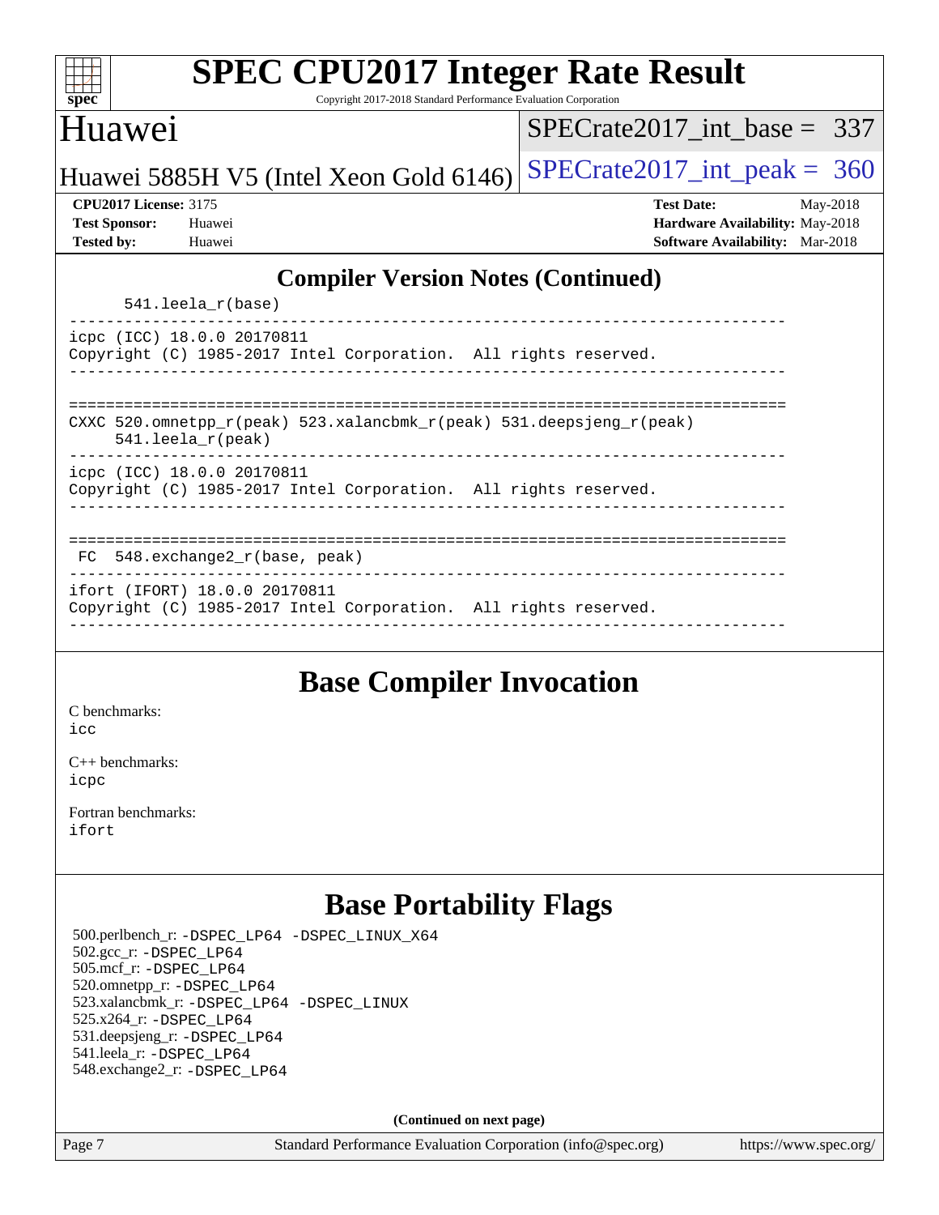## Compiler Version Notes (Continued)

```
      541.leela_r(base)
------------------------------------------------------------------------------
icpc (ICC) 18.0.0 20170811
Copyright (C) 1985-2017 Intel Corporation.  All rights reserved.
------------------------------------------------------------------------------

==============================================================================
CXXC 520.omnetpp_r(peak) 523.xalancbmk_r(peak) 531.deepsjeng_r(peak)
     541.leela_r(peak)
------------------------------------------------------------------------------
icpc (ICC) 18.0.0 20170811
Copyright (C) 1985-2017 Intel Corporation.  All rights reserved.
------------------------------------------------------------------------------

==============================================================================
 FC  548.exchange2_r(base, peak)
------------------------------------------------------------------------------
ifort (IFORT) 18.0.0 20170811
Copyright (C) 1985-2017 Intel Corporation.  All rights reserved.
------------------------------------------------------------------------------
```

## Base Compiler Invocation

C benchmarks:
icc

C++ benchmarks:
icpc

Fortran benchmarks:
ifort

## Base Portability Flags

500.perlbench_r: -DSPEC_LP64 -DSPEC_LINUX_X64
502.gcc_r: -DSPEC_LP64
505.mcf_r: -DSPEC_LP64
520.omnetpp_r: -DSPEC_LP64
523.xalancbmk_r: -DSPEC_LP64 -DSPEC_LINUX
525.x264_r: -DSPEC_LP64
531.deepsjeng_r: -DSPEC_LP64
541.leela_r: -DSPEC_LP64
548.exchange2_r: -DSPEC_LP64

**(Continued on next page)**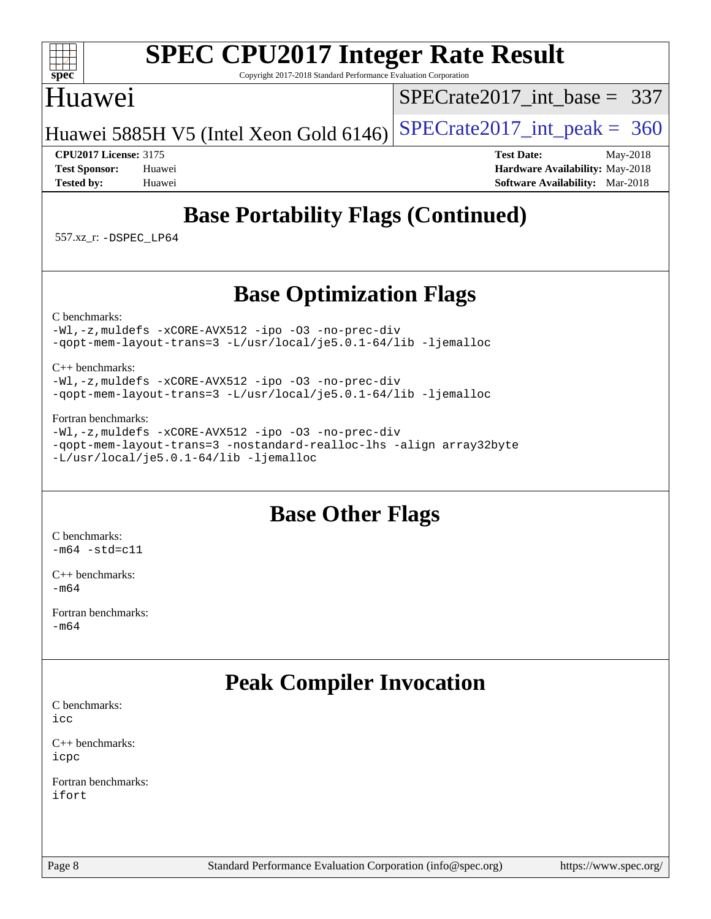## Base Portability Flags (Continued)

557.xz_r: -DSPEC_LP64

## Base Optimization Flags

C benchmarks:
-Wl,-z,muldefs -xCORE-AVX512 -ipo -O3 -no-prec-div
-qopt-mem-layout-trans=3 -L/usr/local/je5.0.1-64/lib -ljemalloc

C++ benchmarks:
-Wl,-z,muldefs -xCORE-AVX512 -ipo -O3 -no-prec-div
-qopt-mem-layout-trans=3 -L/usr/local/je5.0.1-64/lib -ljemalloc

Fortran benchmarks:
-Wl,-z,muldefs -xCORE-AVX512 -ipo -O3 -no-prec-div
-qopt-mem-layout-trans=3 -nostandard-realloc-lhs -align array32byte
-L/usr/local/je5.0.1-64/lib -ljemalloc

## Base Other Flags

C benchmarks:
-m64 -std=c11

C++ benchmarks:
-m64

Fortran benchmarks:
-m64

## Peak Compiler Invocation

C benchmarks:
icc

C++ benchmarks:
icpc

Fortran benchmarks:
ifort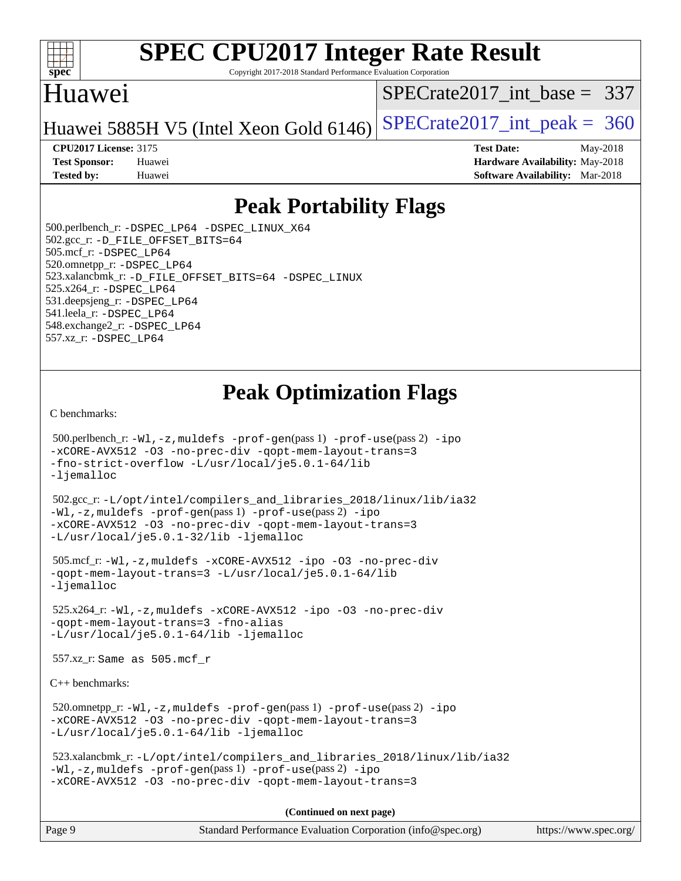# SPEC CPU2017 Integer Rate Result

Copyright 2017-2018 Standard Performance Evaluation Corporation

## Huawei

Huawei 5885H V5 (Intel Xeon Gold 6146)

SPECrate2017_int_base = 337

SPECrate2017_int_peak = 360

| | | | |
|---|---|---|---|
| **CPU2017 License:** | 3175 | **Test Date:** | May-2018 |
| **Test Sponsor:** | Huawei | **Hardware Availability:** | May-2018 |
| **Tested by:** | Huawei | **Software Availability:** | Mar-2018 |

## Peak Portability Flags

500.perlbench_r: -DSPEC_LP64 -DSPEC_LINUX_X64
502.gcc_r: -D_FILE_OFFSET_BITS=64
505.mcf_r: -DSPEC_LP64
520.omnetpp_r: -DSPEC_LP64
523.xalancbmk_r: -D_FILE_OFFSET_BITS=64 -DSPEC_LINUX
525.x264_r: -DSPEC_LP64
531.deepsjeng_r: -DSPEC_LP64
541.leela_r: -DSPEC_LP64
548.exchange2_r: -DSPEC_LP64
557.xz_r: -DSPEC_LP64

## Peak Optimization Flags

C benchmarks:

500.perlbench_r: -Wl,-z,muldefs -prof-gen(pass 1) -prof-use(pass 2) -ipo -xCORE-AVX512 -O3 -no-prec-div -qopt-mem-layout-trans=3 -fno-strict-overflow -L/usr/local/je5.0.1-64/lib -ljemalloc

502.gcc_r: -L/opt/intel/compilers_and_libraries_2018/linux/lib/ia32 -Wl,-z,muldefs -prof-gen(pass 1) -prof-use(pass 2) -ipo -xCORE-AVX512 -O3 -no-prec-div -qopt-mem-layout-trans=3 -L/usr/local/je5.0.1-32/lib -ljemalloc

505.mcf_r: -Wl,-z,muldefs -xCORE-AVX512 -ipo -O3 -no-prec-div -qopt-mem-layout-trans=3 -L/usr/local/je5.0.1-64/lib -ljemalloc

525.x264_r: -Wl,-z,muldefs -xCORE-AVX512 -ipo -O3 -no-prec-div -qopt-mem-layout-trans=3 -fno-alias -L/usr/local/je5.0.1-64/lib -ljemalloc

557.xz_r: Same as 505.mcf_r

C++ benchmarks:

520.omnetpp_r: -Wl,-z,muldefs -prof-gen(pass 1) -prof-use(pass 2) -ipo -xCORE-AVX512 -O3 -no-prec-div -qopt-mem-layout-trans=3 -L/usr/local/je5.0.1-64/lib -ljemalloc

523.xalancbmk_r: -L/opt/intel/compilers_and_libraries_2018/linux/lib/ia32 -Wl,-z,muldefs -prof-gen(pass 1) -prof-use(pass 2) -ipo -xCORE-AVX512 -O3 -no-prec-div -qopt-mem-layout-trans=3

**(Continued on next page)**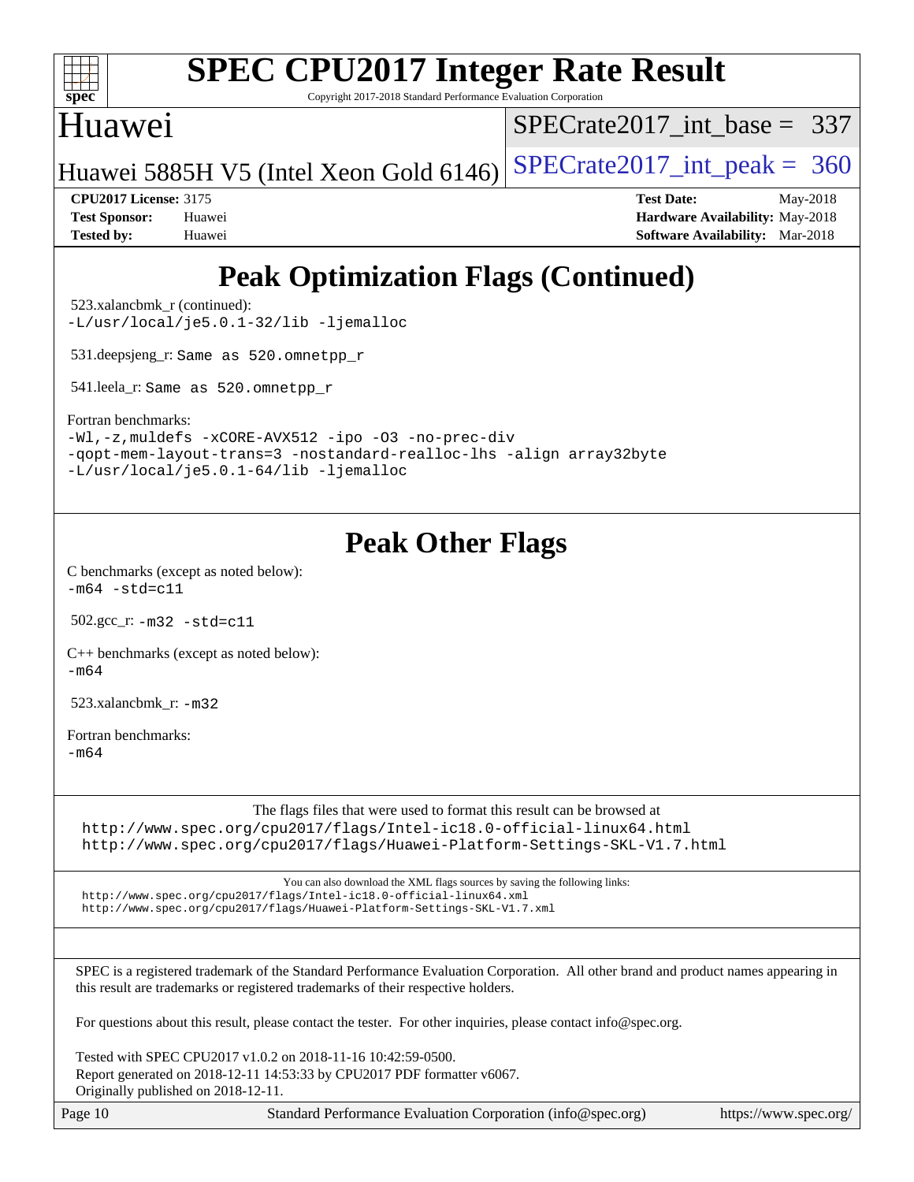# SPEC CPU2017 Integer Rate Result

Copyright 2017-2018 Standard Performance Evaluation Corporation

## Huawei

Huawei 5885H V5 (Intel Xeon Gold 6146)

SPECrate2017_int_base = 337

SPECrate2017_int_peak = 360

**CPU2017 License:** 3175
**Test Sponsor:** Huawei
**Tested by:** Huawei

**Test Date:** May-2018
**Hardware Availability:** May-2018
**Software Availability:** Mar-2018

## Peak Optimization Flags (Continued)

523.xalancbmk_r (continued):
`-L/usr/local/je5.0.1-32/lib -ljemalloc`

531.deepsjeng_r: `Same as 520.omnetpp_r`

541.leela_r: `Same as 520.omnetpp_r`

Fortran benchmarks:
`-Wl,-z,muldefs -xCORE-AVX512 -ipo -O3 -no-prec-div`
`-qopt-mem-layout-trans=3 -nostandard-realloc-lhs -align array32byte`
`-L/usr/local/je5.0.1-64/lib -ljemalloc`

## Peak Other Flags

C benchmarks (except as noted below):
`-m64 -std=c11`

502.gcc_r: `-m32 -std=c11`

C++ benchmarks (except as noted below):
`-m64`

523.xalancbmk_r: `-m32`

Fortran benchmarks:
`-m64`

The flags files that were used to format this result can be browsed at
http://www.spec.org/cpu2017/flags/Intel-ic18.0-official-linux64.html
http://www.spec.org/cpu2017/flags/Huawei-Platform-Settings-SKL-V1.7.html

You can also download the XML flags sources by saving the following links:
http://www.spec.org/cpu2017/flags/Intel-ic18.0-official-linux64.xml
http://www.spec.org/cpu2017/flags/Huawei-Platform-Settings-SKL-V1.7.xml

SPEC is a registered trademark of the Standard Performance Evaluation Corporation. All other brand and product names appearing in this result are trademarks or registered trademarks of their respective holders.

For questions about this result, please contact the tester. For other inquiries, please contact info@spec.org.

Tested with SPEC CPU2017 v1.0.2 on 2018-11-16 10:42:59-0500.
Report generated on 2018-12-11 14:53:33 by CPU2017 PDF formatter v6067.
Originally published on 2018-12-11.